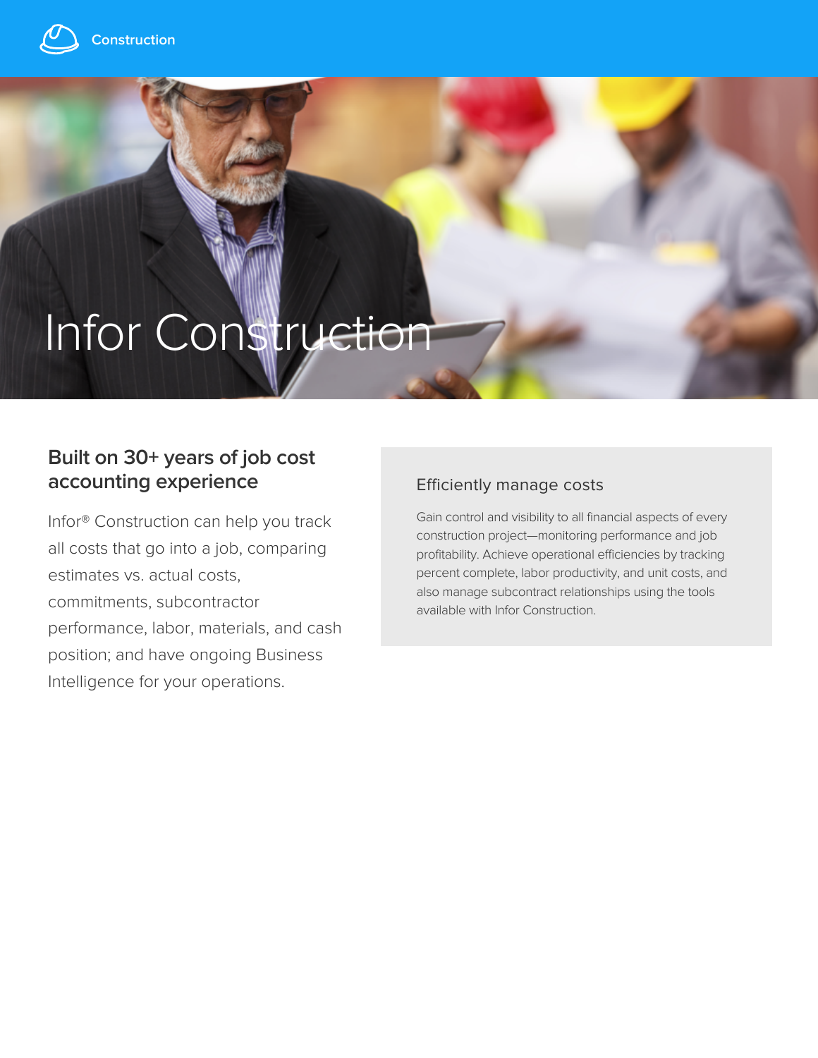Construction

# Infor Construction

## Built on 30+ years of job cost accounting experience

Infor® Construction can help you track all costs that go into a job, comparing estimates vs. actual costs, commitments, subcontractor performance, labor, materials, and cash position; and have ongoing Business Intelligence for your operations.

### Efficiently manage costs

Gain control and visibility to all financial aspects of every construction project—monitoring performance and job profitability. Achieve operational efficiencies by tracking percent complete, labor productivity, and unit costs, and also manage subcontract relationships using the tools available with Infor Construction.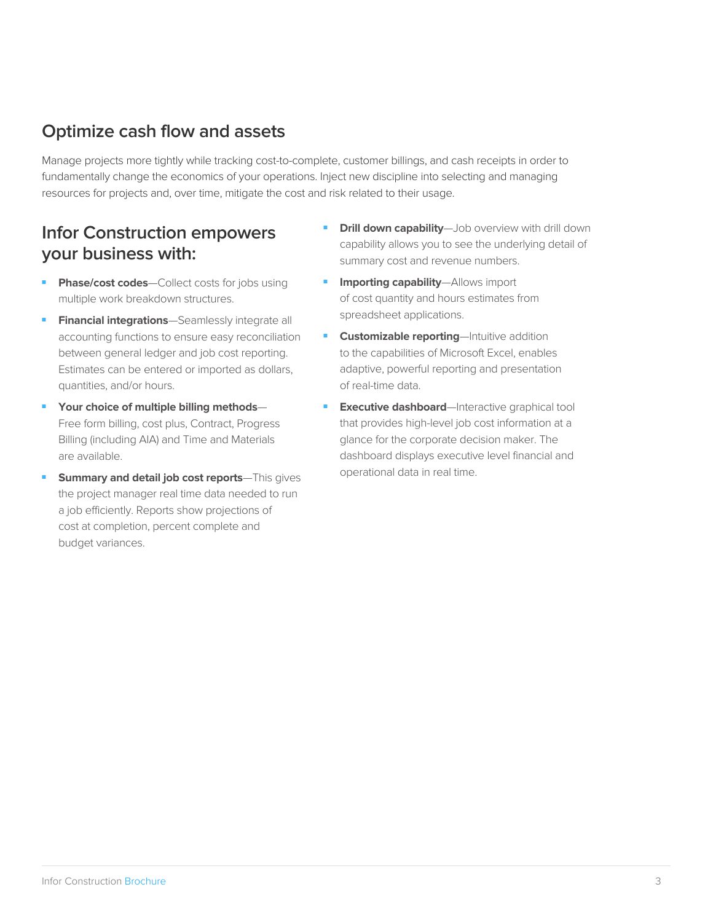## Optimize cash flow and assets

Manage projects more tightly while tracking cost-to-complete, customer billings, and cash receipts in order to fundamentally change the economics of your operations. Inject new discipline into selecting and managing resources for projects and, over time, mitigate the cost and risk related to their usage.

## Infor Construction empowers your business with:

- **Phase/cost codes**—Collect costs for jobs using multiple work breakdown structures.
- **Financial integrations**—Seamlessly integrate all accounting functions to ensure easy reconciliation between general ledger and job cost reporting. Estimates can be entered or imported as dollars, quantities, and/or hours.
- **Your choice of multiple billing methods**—Free form billing, cost plus, Contract, Progress Billing (including AIA) and Time and Materials are available.
- **Summary and detail job cost reports**—This gives the project manager real time data needed to run a job efficiently. Reports show projections of cost at completion, percent complete and budget variances.
- **Drill down capability**—Job overview with drill down capability allows you to see the underlying detail of summary cost and revenue numbers.
- **Importing capability**—Allows import of cost quantity and hours estimates from spreadsheet applications.
- **Customizable reporting**—Intuitive addition to the capabilities of Microsoft Excel, enables adaptive, powerful reporting and presentation of real-time data.
- **Executive dashboard**—Interactive graphical tool that provides high-level job cost information at a glance for the corporate decision maker. The dashboard displays executive level financial and operational data in real time.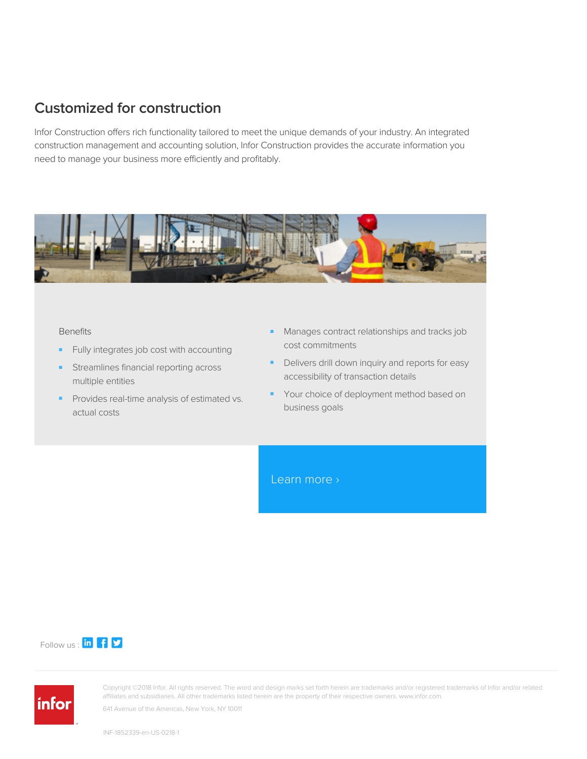## Customized for construction

Infor Construction offers rich functionality tailored to meet the unique demands of your industry. An integrated construction management and accounting solution, Infor Construction provides the accurate information you need to manage your business more efficiently and profitably.

Benefits

- Fully integrates job cost with accounting
- Streamlines financial reporting across multiple entities
- Provides real-time analysis of estimated vs. actual costs
- Manages contract relationships and tracks job cost commitments
- Delivers drill down inquiry and reports for easy accessibility of transaction details
- Your choice of deployment method based on business goals

Learn more ›

Follow us :

Copyright ©2018 Infor. All rights reserved. The word and design marks set forth herein are trademarks and/or registered trademarks of Infor and/or related affiliates and subsidiaries. All other trademarks listed herein are the property of their respective owners. www.infor.com.

641 Avenue of the Americas, New York, NY 10011

INF-1852339-en-US-0218-1